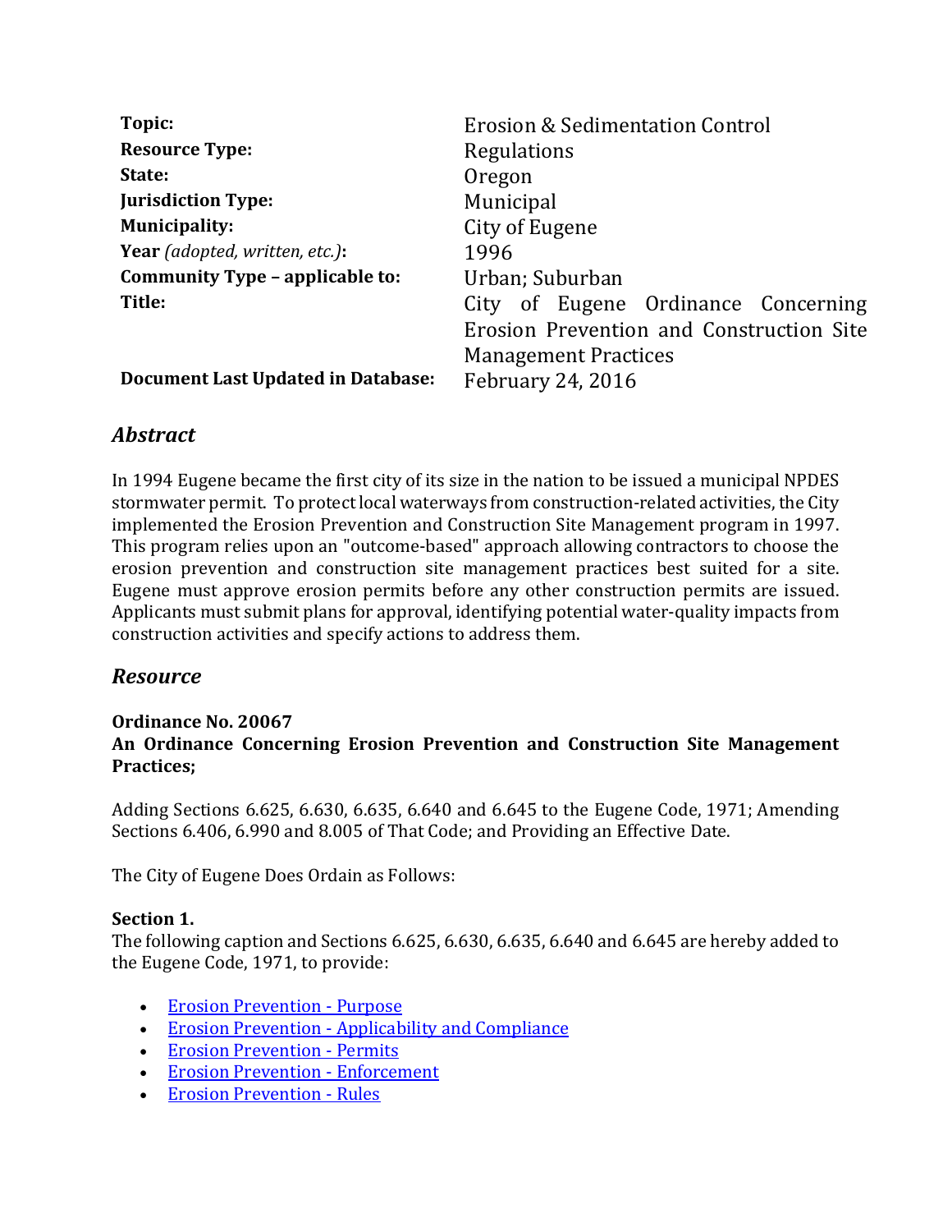| | |
|---|---|
| **Topic:** | Erosion & Sedimentation Control |
| **Resource Type:** | Regulations |
| **State:** | Oregon |
| **Jurisdiction Type:** | Municipal |
| **Municipality:** | City of Eugene |
| **Year** *(adopted, written, etc.)***:** | 1996 |
| **Community Type – applicable to:** | Urban; Suburban |
| **Title:** | City of Eugene Ordinance Concerning Erosion Prevention and Construction Site Management Practices |
| **Document Last Updated in Database:** | February 24, 2016 |

## *Abstract*

In 1994 Eugene became the first city of its size in the nation to be issued a municipal NPDES stormwater permit. To protect local waterways from construction-related activities, the City implemented the Erosion Prevention and Construction Site Management program in 1997. This program relies upon an "outcome-based" approach allowing contractors to choose the erosion prevention and construction site management practices best suited for a site. Eugene must approve erosion permits before any other construction permits are issued. Applicants must submit plans for approval, identifying potential water-quality impacts from construction activities and specify actions to address them.

## *Resource*

**Ordinance No. 20067**
**An Ordinance Concerning Erosion Prevention and Construction Site Management Practices;**

Adding Sections 6.625, 6.630, 6.635, 6.640 and 6.645 to the Eugene Code, 1971; Amending Sections 6.406, 6.990 and 8.005 of That Code; and Providing an Effective Date.

The City of Eugene Does Ordain as Follows:

**Section 1.**
The following caption and Sections 6.625, 6.630, 6.635, 6.640 and 6.645 are hereby added to the Eugene Code, 1971, to provide:

- Erosion Prevention - Purpose
- Erosion Prevention - Applicability and Compliance
- Erosion Prevention - Permits
- Erosion Prevention - Enforcement
- Erosion Prevention - Rules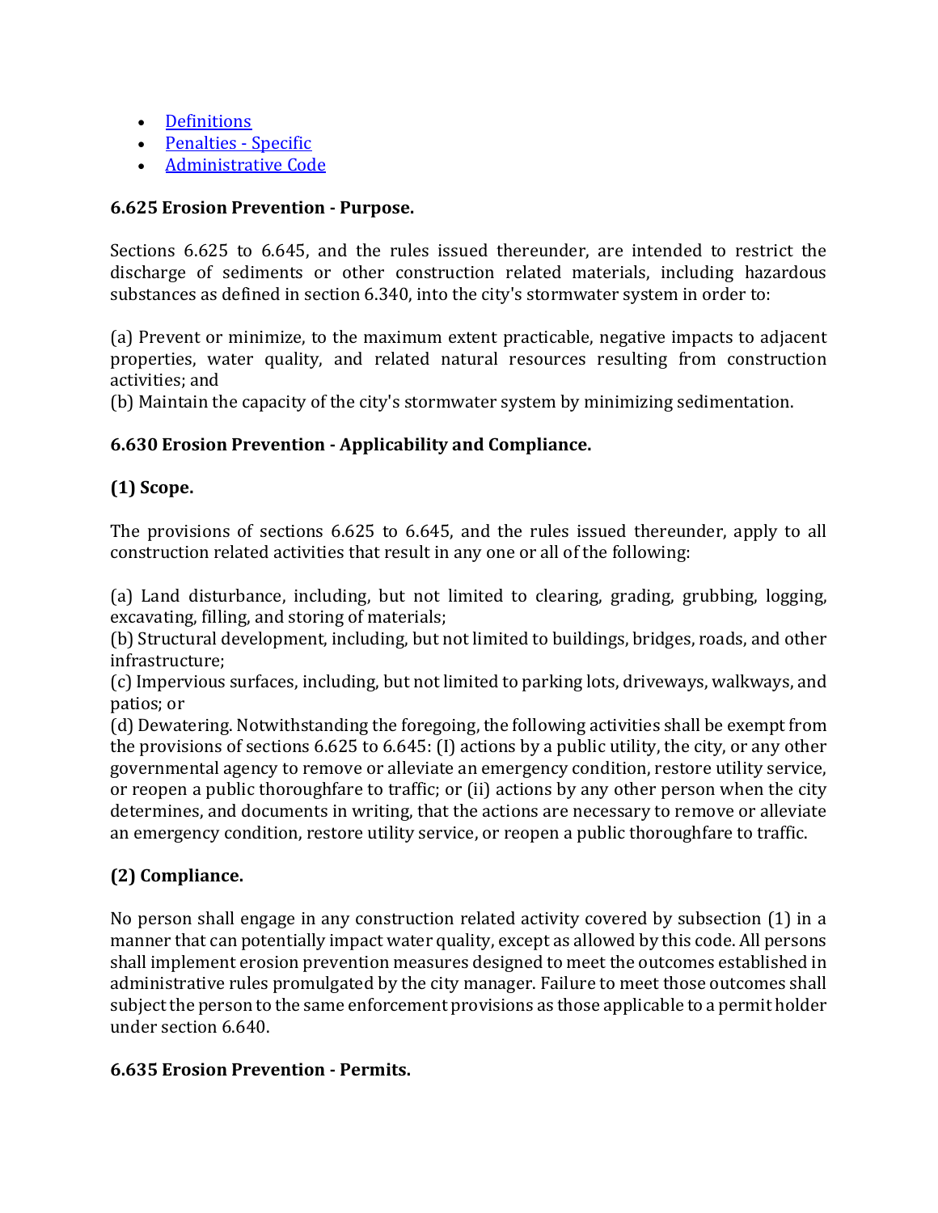- [Definitions]()
- [Penalties - Specific]()
- [Administrative Code]()

**6.625 Erosion Prevention - Purpose.**

Sections 6.625 to 6.645, and the rules issued thereunder, are intended to restrict the discharge of sediments or other construction related materials, including hazardous substances as defined in section 6.340, into the city's stormwater system in order to:

(a) Prevent or minimize, to the maximum extent practicable, negative impacts to adjacent properties, water quality, and related natural resources resulting from construction activities; and
(b) Maintain the capacity of the city's stormwater system by minimizing sedimentation.

**6.630 Erosion Prevention - Applicability and Compliance.**

**(1) Scope.**

The provisions of sections 6.625 to 6.645, and the rules issued thereunder, apply to all construction related activities that result in any one or all of the following:

(a) Land disturbance, including, but not limited to clearing, grading, grubbing, logging, excavating, filling, and storing of materials;
(b) Structural development, including, but not limited to buildings, bridges, roads, and other infrastructure;
(c) Impervious surfaces, including, but not limited to parking lots, driveways, walkways, and patios; or
(d) Dewatering. Notwithstanding the foregoing, the following activities shall be exempt from the provisions of sections 6.625 to 6.645: (I) actions by a public utility, the city, or any other governmental agency to remove or alleviate an emergency condition, restore utility service, or reopen a public thoroughfare to traffic; or (ii) actions by any other person when the city determines, and documents in writing, that the actions are necessary to remove or alleviate an emergency condition, restore utility service, or reopen a public thoroughfare to traffic.

**(2) Compliance.**

No person shall engage in any construction related activity covered by subsection (1) in a manner that can potentially impact water quality, except as allowed by this code. All persons shall implement erosion prevention measures designed to meet the outcomes established in administrative rules promulgated by the city manager. Failure to meet those outcomes shall subject the person to the same enforcement provisions as those applicable to a permit holder under section 6.640.

**6.635 Erosion Prevention - Permits.**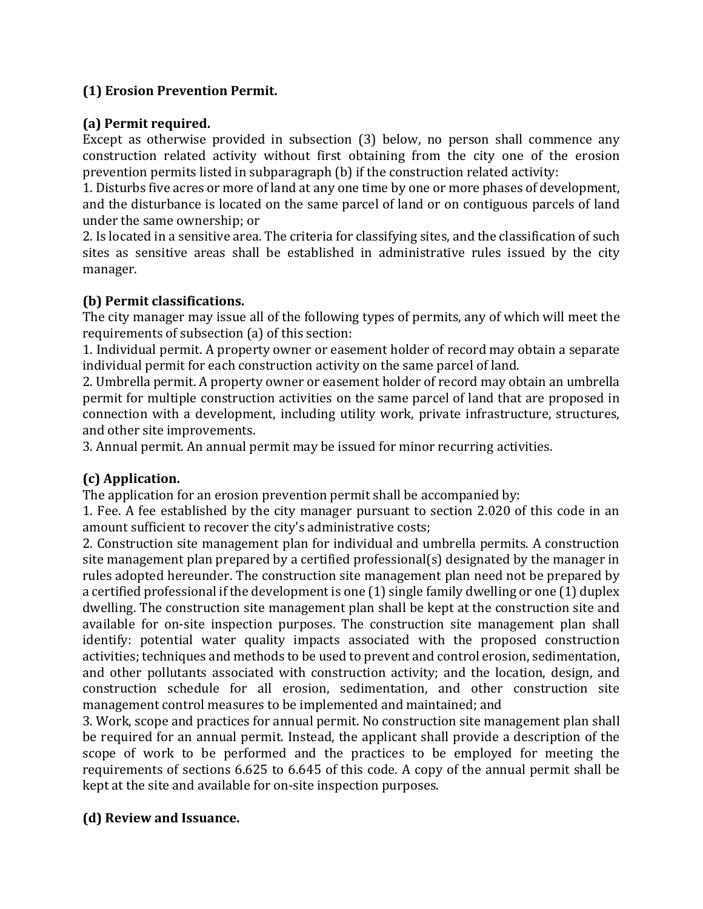**(1) Erosion Prevention Permit.**

**(a) Permit required.**

Except as otherwise provided in subsection (3) below, no person shall commence any construction related activity without first obtaining from the city one of the erosion prevention permits listed in subparagraph (b) if the construction related activity:

1. Disturbs five acres or more of land at any one time by one or more phases of development, and the disturbance is located on the same parcel of land or on contiguous parcels of land under the same ownership; or
2. Is located in a sensitive area. The criteria for classifying sites, and the classification of such sites as sensitive areas shall be established in administrative rules issued by the city manager.

**(b) Permit classifications.**

The city manager may issue all of the following types of permits, any of which will meet the requirements of subsection (a) of this section:

1. Individual permit. A property owner or easement holder of record may obtain a separate individual permit for each construction activity on the same parcel of land.
2. Umbrella permit. A property owner or easement holder of record may obtain an umbrella permit for multiple construction activities on the same parcel of land that are proposed in connection with a development, including utility work, private infrastructure, structures, and other site improvements.
3. Annual permit. An annual permit may be issued for minor recurring activities.

**(c) Application.**

The application for an erosion prevention permit shall be accompanied by:

1. Fee. A fee established by the city manager pursuant to section 2.020 of this code in an amount sufficient to recover the city's administrative costs;
2. Construction site management plan for individual and umbrella permits. A construction site management plan prepared by a certified professional(s) designated by the manager in rules adopted hereunder. The construction site management plan need not be prepared by a certified professional if the development is one (1) single family dwelling or one (1) duplex dwelling. The construction site management plan shall be kept at the construction site and available for on-site inspection purposes. The construction site management plan shall identify: potential water quality impacts associated with the proposed construction activities; techniques and methods to be used to prevent and control erosion, sedimentation, and other pollutants associated with construction activity; and the location, design, and construction schedule for all erosion, sedimentation, and other construction site management control measures to be implemented and maintained; and
3. Work, scope and practices for annual permit. No construction site management plan shall be required for an annual permit. Instead, the applicant shall provide a description of the scope of work to be performed and the practices to be employed for meeting the requirements of sections 6.625 to 6.645 of this code. A copy of the annual permit shall be kept at the site and available for on-site inspection purposes.

**(d) Review and Issuance.**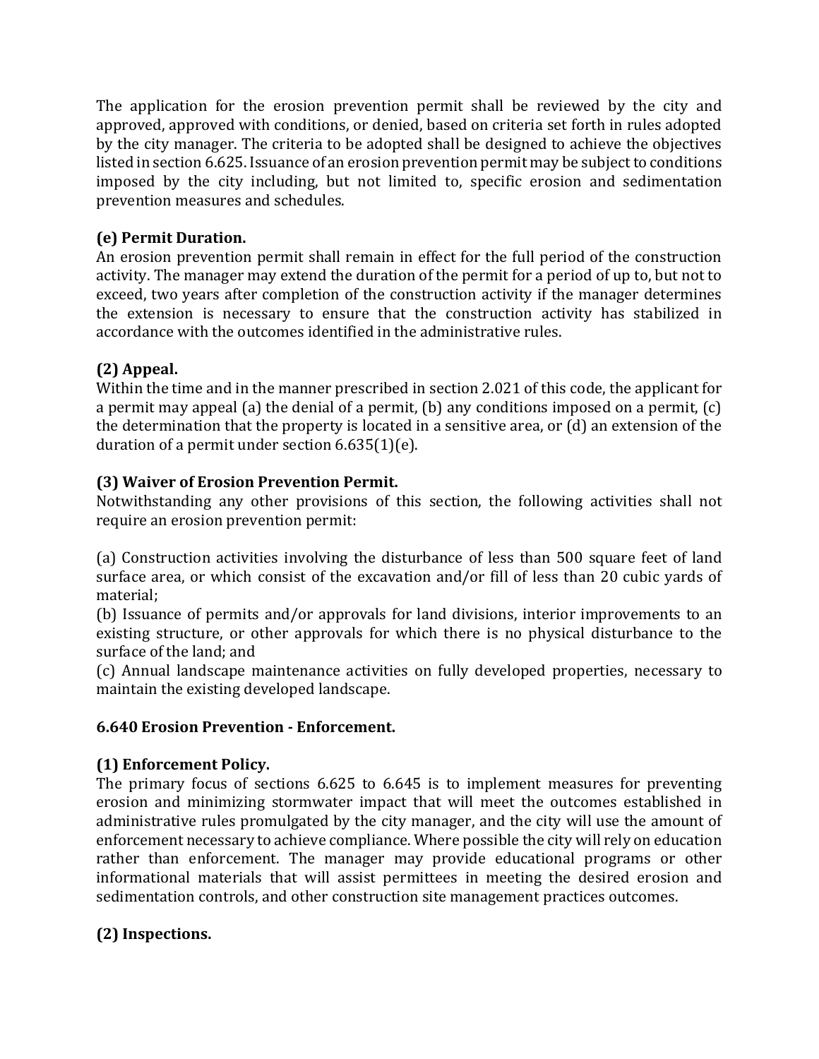The application for the erosion prevention permit shall be reviewed by the city and approved, approved with conditions, or denied, based on criteria set forth in rules adopted by the city manager. The criteria to be adopted shall be designed to achieve the objectives listed in section 6.625. Issuance of an erosion prevention permit may be subject to conditions imposed by the city including, but not limited to, specific erosion and sedimentation prevention measures and schedules.

**(e) Permit Duration.**
An erosion prevention permit shall remain in effect for the full period of the construction activity. The manager may extend the duration of the permit for a period of up to, but not to exceed, two years after completion of the construction activity if the manager determines the extension is necessary to ensure that the construction activity has stabilized in accordance with the outcomes identified in the administrative rules.

**(2) Appeal.**
Within the time and in the manner prescribed in section 2.021 of this code, the applicant for a permit may appeal (a) the denial of a permit, (b) any conditions imposed on a permit, (c) the determination that the property is located in a sensitive area, or (d) an extension of the duration of a permit under section 6.635(1)(e).

**(3) Waiver of Erosion Prevention Permit.**
Notwithstanding any other provisions of this section, the following activities shall not require an erosion prevention permit:

(a) Construction activities involving the disturbance of less than 500 square feet of land surface area, or which consist of the excavation and/or fill of less than 20 cubic yards of material;
(b) Issuance of permits and/or approvals for land divisions, interior improvements to an existing structure, or other approvals for which there is no physical disturbance to the surface of the land; and
(c) Annual landscape maintenance activities on fully developed properties, necessary to maintain the existing developed landscape.

**6.640 Erosion Prevention - Enforcement.**

**(1) Enforcement Policy.**
The primary focus of sections 6.625 to 6.645 is to implement measures for preventing erosion and minimizing stormwater impact that will meet the outcomes established in administrative rules promulgated by the city manager, and the city will use the amount of enforcement necessary to achieve compliance. Where possible the city will rely on education rather than enforcement. The manager may provide educational programs or other informational materials that will assist permittees in meeting the desired erosion and sedimentation controls, and other construction site management practices outcomes.

**(2) Inspections.**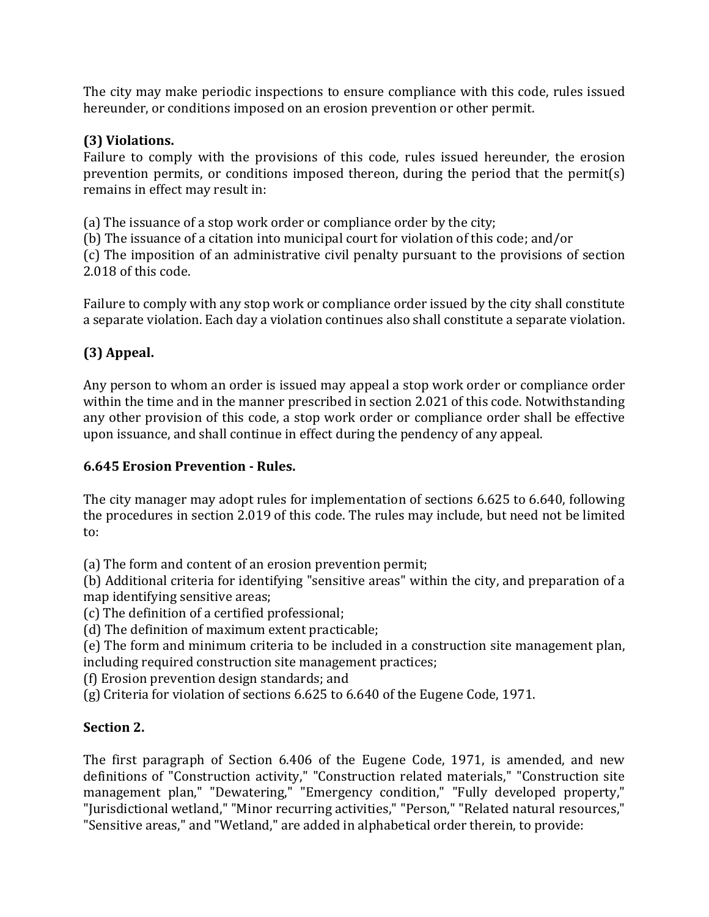The city may make periodic inspections to ensure compliance with this code, rules issued hereunder, or conditions imposed on an erosion prevention or other permit.

**(3) Violations.**
Failure to comply with the provisions of this code, rules issued hereunder, the erosion prevention permits, or conditions imposed thereon, during the period that the permit(s) remains in effect may result in:

(a) The issuance of a stop work order or compliance order by the city;
(b) The issuance of a citation into municipal court for violation of this code; and/or
(c) The imposition of an administrative civil penalty pursuant to the provisions of section 2.018 of this code.

Failure to comply with any stop work or compliance order issued by the city shall constitute a separate violation. Each day a violation continues also shall constitute a separate violation.

**(3) Appeal.**

Any person to whom an order is issued may appeal a stop work order or compliance order within the time and in the manner prescribed in section 2.021 of this code. Notwithstanding any other provision of this code, a stop work order or compliance order shall be effective upon issuance, and shall continue in effect during the pendency of any appeal.

**6.645 Erosion Prevention - Rules.**

The city manager may adopt rules for implementation of sections 6.625 to 6.640, following the procedures in section 2.019 of this code. The rules may include, but need not be limited to:

(a) The form and content of an erosion prevention permit;
(b) Additional criteria for identifying "sensitive areas" within the city, and preparation of a map identifying sensitive areas;
(c) The definition of a certified professional;
(d) The definition of maximum extent practicable;
(e) The form and minimum criteria to be included in a construction site management plan, including required construction site management practices;
(f) Erosion prevention design standards; and
(g) Criteria for violation of sections 6.625 to 6.640 of the Eugene Code, 1971.

**Section 2.**

The first paragraph of Section 6.406 of the Eugene Code, 1971, is amended, and new definitions of "Construction activity," "Construction related materials," "Construction site management plan," "Dewatering," "Emergency condition," "Fully developed property," "Jurisdictional wetland," "Minor recurring activities," "Person," "Related natural resources," "Sensitive areas," and "Wetland," are added in alphabetical order therein, to provide: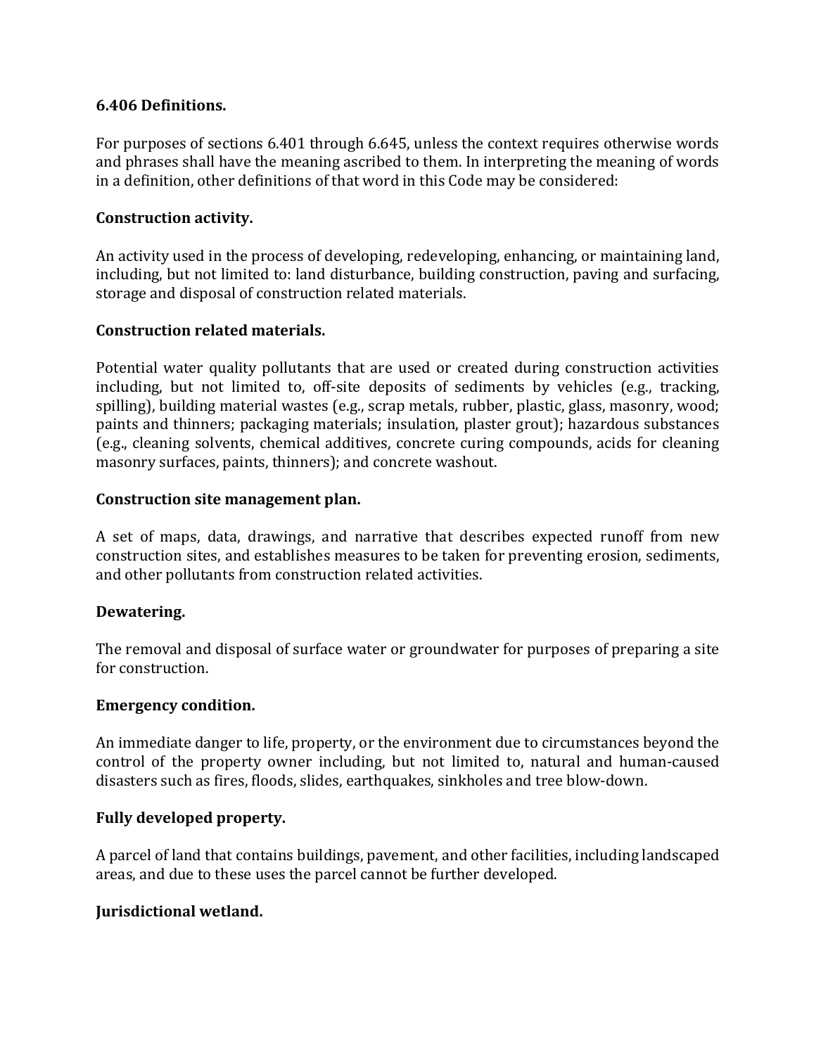**6.406 Definitions.**

For purposes of sections 6.401 through 6.645, unless the context requires otherwise words and phrases shall have the meaning ascribed to them. In interpreting the meaning of words in a definition, other definitions of that word in this Code may be considered:

**Construction activity.**

An activity used in the process of developing, redeveloping, enhancing, or maintaining land, including, but not limited to: land disturbance, building construction, paving and surfacing, storage and disposal of construction related materials.

**Construction related materials.**

Potential water quality pollutants that are used or created during construction activities including, but not limited to, off-site deposits of sediments by vehicles (e.g., tracking, spilling), building material wastes (e.g., scrap metals, rubber, plastic, glass, masonry, wood; paints and thinners; packaging materials; insulation, plaster grout); hazardous substances (e.g., cleaning solvents, chemical additives, concrete curing compounds, acids for cleaning masonry surfaces, paints, thinners); and concrete washout.

**Construction site management plan.**

A set of maps, data, drawings, and narrative that describes expected runoff from new construction sites, and establishes measures to be taken for preventing erosion, sediments, and other pollutants from construction related activities.

**Dewatering.**

The removal and disposal of surface water or groundwater for purposes of preparing a site for construction.

**Emergency condition.**

An immediate danger to life, property, or the environment due to circumstances beyond the control of the property owner including, but not limited to, natural and human-caused disasters such as fires, floods, slides, earthquakes, sinkholes and tree blow-down.

**Fully developed property.**

A parcel of land that contains buildings, pavement, and other facilities, including landscaped areas, and due to these uses the parcel cannot be further developed.

**Jurisdictional wetland.**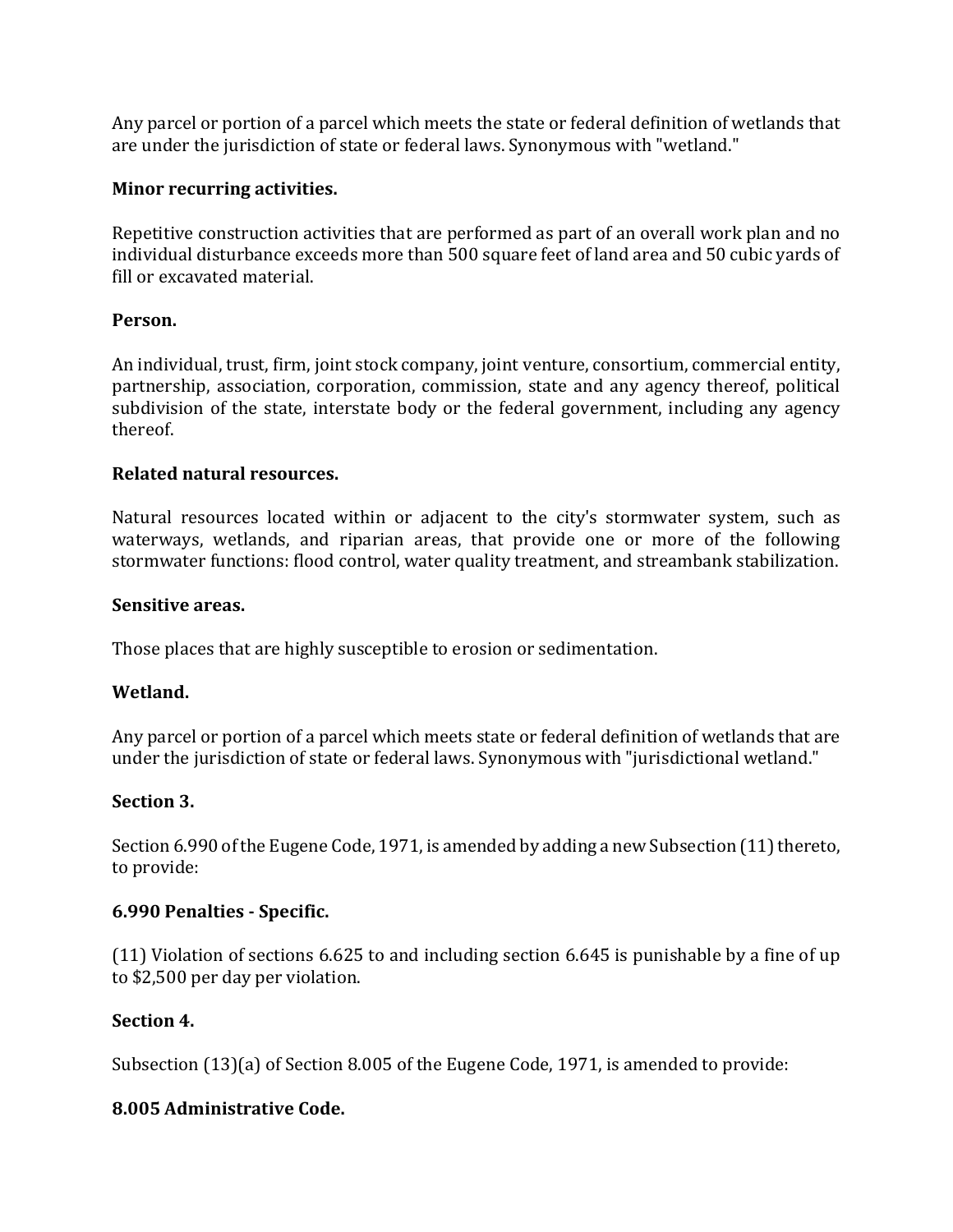Any parcel or portion of a parcel which meets the state or federal definition of wetlands that are under the jurisdiction of state or federal laws. Synonymous with "wetland."

**Minor recurring activities.**

Repetitive construction activities that are performed as part of an overall work plan and no individual disturbance exceeds more than 500 square feet of land area and 50 cubic yards of fill or excavated material.

**Person.**

An individual, trust, firm, joint stock company, joint venture, consortium, commercial entity, partnership, association, corporation, commission, state and any agency thereof, political subdivision of the state, interstate body or the federal government, including any agency thereof.

**Related natural resources.**

Natural resources located within or adjacent to the city's stormwater system, such as waterways, wetlands, and riparian areas, that provide one or more of the following stormwater functions: flood control, water quality treatment, and streambank stabilization.

**Sensitive areas.**

Those places that are highly susceptible to erosion or sedimentation.

**Wetland.**

Any parcel or portion of a parcel which meets state or federal definition of wetlands that are under the jurisdiction of state or federal laws. Synonymous with "jurisdictional wetland."

**Section 3.**

Section 6.990 of the Eugene Code, 1971, is amended by adding a new Subsection (11) thereto, to provide:

**6.990 Penalties - Specific.**

(11) Violation of sections 6.625 to and including section 6.645 is punishable by a fine of up to $2,500 per day per violation.

**Section 4.**

Subsection (13)(a) of Section 8.005 of the Eugene Code, 1971, is amended to provide:

**8.005 Administrative Code.**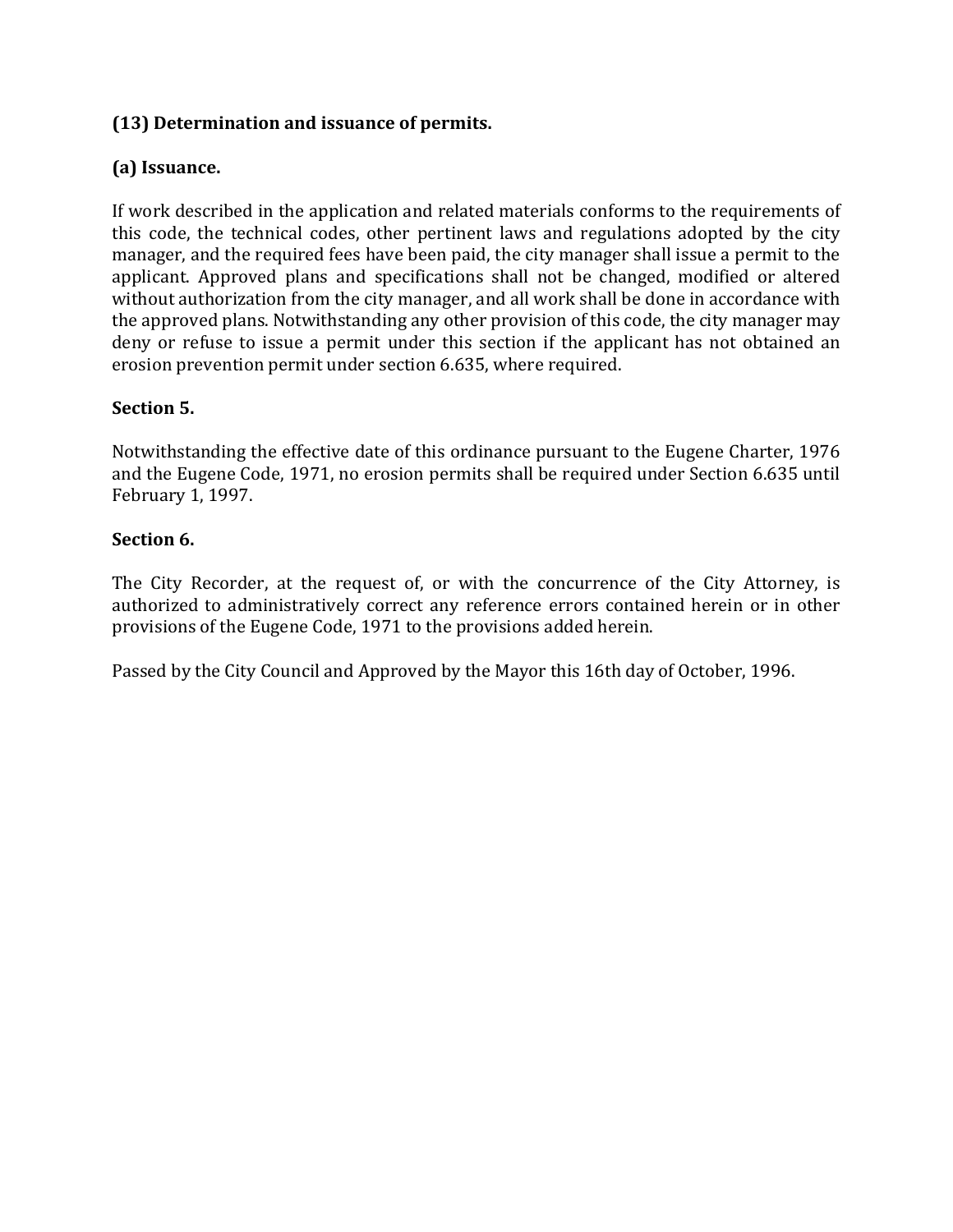**(13) Determination and issuance of permits.**

**(a) Issuance.**

If work described in the application and related materials conforms to the requirements of this code, the technical codes, other pertinent laws and regulations adopted by the city manager, and the required fees have been paid, the city manager shall issue a permit to the applicant. Approved plans and specifications shall not be changed, modified or altered without authorization from the city manager, and all work shall be done in accordance with the approved plans. Notwithstanding any other provision of this code, the city manager may deny or refuse to issue a permit under this section if the applicant has not obtained an erosion prevention permit under section 6.635, where required.

**Section 5.**

Notwithstanding the effective date of this ordinance pursuant to the Eugene Charter, 1976 and the Eugene Code, 1971, no erosion permits shall be required under Section 6.635 until February 1, 1997.

**Section 6.**

The City Recorder, at the request of, or with the concurrence of the City Attorney, is authorized to administratively correct any reference errors contained herein or in other provisions of the Eugene Code, 1971 to the provisions added herein.

Passed by the City Council and Approved by the Mayor this 16th day of October, 1996.